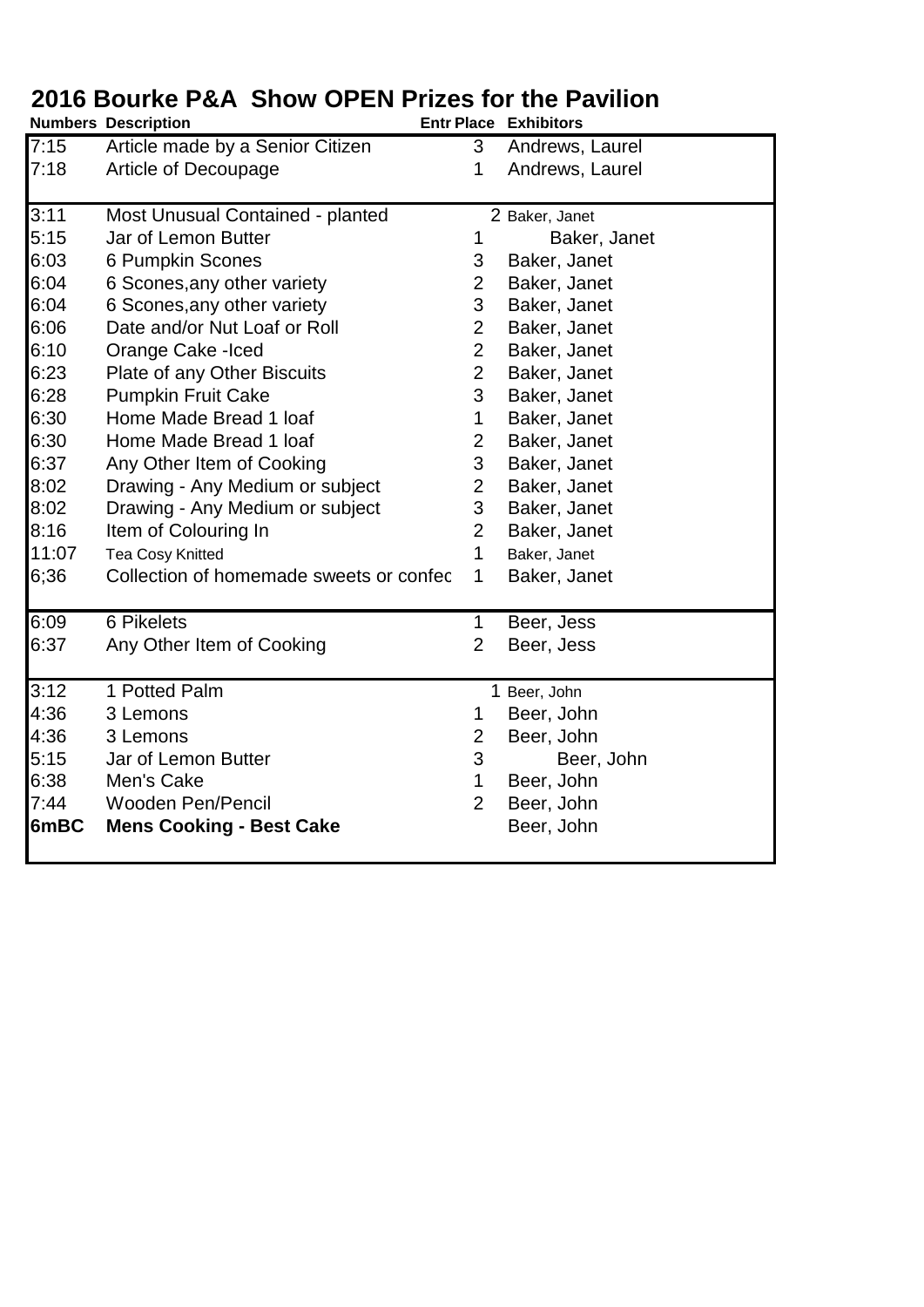# 2016 Bourke P&A Show OPEN Prizes for the Pavilion

| Numbers | Description | Entr Place | Exhibitors |
|---|---|---|---|
| 7:15 | Article made by a Senior Citizen | 3 | Andrews, Laurel |
| 7:18 | Article of Decoupage | 1 | Andrews, Laurel |
| | | | |
| 3:11 | Most Unusual Contained - planted | 2 | Baker, Janet |
| 5:15 | Jar of Lemon Butter | 1 | Baker, Janet |
| 6:03 | 6 Pumpkin Scones | 3 | Baker, Janet |
| 6:04 | 6 Scones,any other variety | 2 | Baker, Janet |
| 6:04 | 6 Scones,any other variety | 3 | Baker, Janet |
| 6:06 | Date and/or Nut Loaf or Roll | 2 | Baker, Janet |
| 6:10 | Orange Cake -Iced | 2 | Baker, Janet |
| 6:23 | Plate of any Other Biscuits | 2 | Baker, Janet |
| 6:28 | Pumpkin Fruit Cake | 3 | Baker, Janet |
| 6:30 | Home Made Bread 1 loaf | 1 | Baker, Janet |
| 6:30 | Home Made Bread 1 loaf | 2 | Baker, Janet |
| 6:37 | Any Other Item of Cooking | 3 | Baker, Janet |
| 8:02 | Drawing - Any Medium or subject | 2 | Baker, Janet |
| 8:02 | Drawing - Any Medium or subject | 3 | Baker, Janet |
| 8:16 | Item of Colouring In | 2 | Baker, Janet |
| 11:07 | Tea Cosy Knitted | 1 | Baker, Janet |
| 6;36 | Collection of homemade sweets or confec | 1 | Baker, Janet |
| | | | |
| 6:09 | 6 Pikelets | 1 | Beer, Jess |
| 6:37 | Any Other Item of Cooking | 2 | Beer, Jess |
| | | | |
| 3:12 | 1 Potted Palm | 1 | Beer, John |
| 4:36 | 3 Lemons | 1 | Beer, John |
| 4:36 | 3 Lemons | 2 | Beer, John |
| 5:15 | Jar of Lemon Butter | 3 | Beer, John |
| 6:38 | Men's Cake | 1 | Beer, John |
| 7:44 | Wooden Pen/Pencil | 2 | Beer, John |
| **6mBC** | **Mens Cooking - Best Cake** | | Beer, John |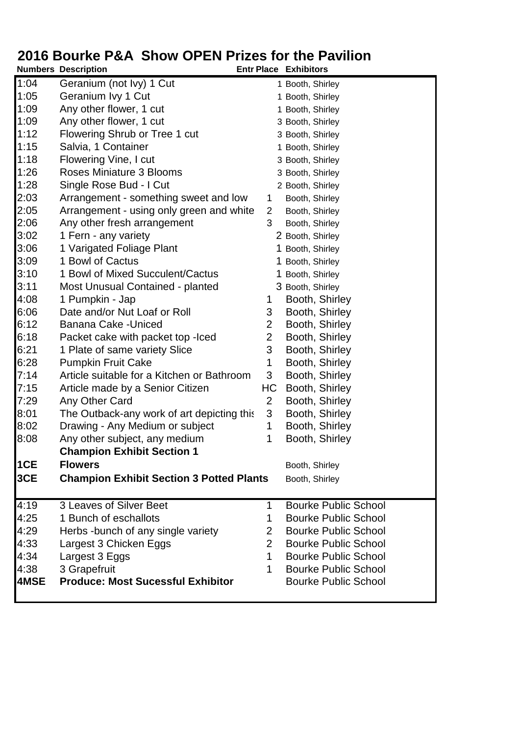# 2016 Bourke P&A Show OPEN Prizes for the Pavilion

| Numbers | Description | Entr Place | Exhibitors |
|---|---|---|---|
| 1:04 | Geranium (not Ivy) 1 Cut | 1 | Booth, Shirley |
| 1:05 | Geranium Ivy 1 Cut | 1 | Booth, Shirley |
| 1:09 | Any other flower, 1 cut | 1 | Booth, Shirley |
| 1:09 | Any other flower, 1 cut | 3 | Booth, Shirley |
| 1:12 | Flowering Shrub or Tree 1 cut | 3 | Booth, Shirley |
| 1:15 | Salvia, 1 Container | 1 | Booth, Shirley |
| 1:18 | Flowering Vine, I cut | 3 | Booth, Shirley |
| 1:26 | Roses Miniature 3 Blooms | 3 | Booth, Shirley |
| 1:28 | Single Rose Bud - I Cut | 2 | Booth, Shirley |
| 2:03 | Arrangement - something sweet and low | 1 | Booth, Shirley |
| 2:05 | Arrangement - using only green and white | 2 | Booth, Shirley |
| 2:06 | Any other fresh arrangement | 3 | Booth, Shirley |
| 3:02 | 1 Fern - any variety | 2 | Booth, Shirley |
| 3:06 | 1 Varigated Foliage Plant | 1 | Booth, Shirley |
| 3:09 | 1 Bowl of Cactus | 1 | Booth, Shirley |
| 3:10 | 1 Bowl of Mixed Succulent/Cactus | 1 | Booth, Shirley |
| 3:11 | Most Unusual Contained - planted | 3 | Booth, Shirley |
| 4:08 | 1 Pumpkin - Jap | 1 | Booth, Shirley |
| 6:06 | Date and/or Nut Loaf or Roll | 3 | Booth, Shirley |
| 6:12 | Banana Cake -Uniced | 2 | Booth, Shirley |
| 6:18 | Packet cake with packet top -Iced | 2 | Booth, Shirley |
| 6:21 | 1 Plate of same variety Slice | 3 | Booth, Shirley |
| 6:28 | Pumpkin Fruit Cake | 1 | Booth, Shirley |
| 7:14 | Article suitable for a Kitchen or Bathroom | 3 | Booth, Shirley |
| 7:15 | Article made by a Senior Citizen | HC | Booth, Shirley |
| 7:29 | Any Other Card | 2 | Booth, Shirley |
| 8:01 | The Outback-any work of art depicting this | 3 | Booth, Shirley |
| 8:02 | Drawing - Any Medium or subject | 1 | Booth, Shirley |
| 8:08 | Any other subject, any medium | 1 | Booth, Shirley |
| | **Champion Exhibit Section 1** | | |
| **1CE** | **Flowers** | | Booth, Shirley |
| **3CE** | **Champion Exhibit Section 3 Potted Plants** | | Booth, Shirley |
| 4:19 | 3 Leaves of Silver Beet | 1 | Bourke Public School |
| 4:25 | 1 Bunch of eschallots | 1 | Bourke Public School |
| 4:29 | Herbs -bunch of any single variety | 2 | Bourke Public School |
| 4:33 | Largest 3 Chicken Eggs | 2 | Bourke Public School |
| 4:34 | Largest 3 Eggs | 1 | Bourke Public School |
| 4:38 | 3 Grapefruit | 1 | Bourke Public School |
| **4MSE** | **Produce: Most Sucessful Exhibitor** | | Bourke Public School |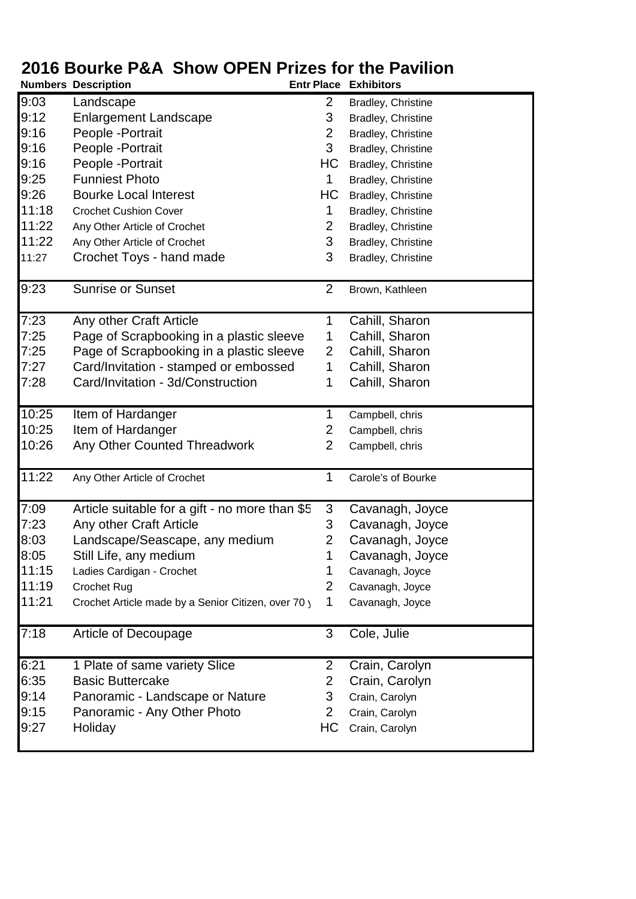# 2016 Bourke P&A Show OPEN Prizes for the Pavilion

| Numbers | Description | Entr Place | Exhibitors |
|---|---|---|---|
| 9:03 | Landscape | 2 | Bradley, Christine |
| 9:12 | Enlargement Landscape | 3 | Bradley, Christine |
| 9:16 | People -Portrait | 2 | Bradley, Christine |
| 9:16 | People -Portrait | 3 | Bradley, Christine |
| 9:16 | People -Portrait | HC | Bradley, Christine |
| 9:25 | Funniest Photo | 1 | Bradley, Christine |
| 9:26 | Bourke Local Interest | HC | Bradley, Christine |
| 11:18 | Crochet Cushion Cover | 1 | Bradley, Christine |
| 11:22 | Any Other Article of Crochet | 2 | Bradley, Christine |
| 11:22 | Any Other Article of Crochet | 3 | Bradley, Christine |
| 11:27 | Crochet Toys - hand made | 3 | Bradley, Christine |
| 9:23 | Sunrise or Sunset | 2 | Brown, Kathleen |
| 7:23 | Any other Craft Article | 1 | Cahill, Sharon |
| 7:25 | Page of Scrapbooking in a plastic sleeve | 1 | Cahill, Sharon |
| 7:25 | Page of Scrapbooking in a plastic sleeve | 2 | Cahill, Sharon |
| 7:27 | Card/Invitation - stamped or embossed | 1 | Cahill, Sharon |
| 7:28 | Card/Invitation - 3d/Construction | 1 | Cahill, Sharon |
| 10:25 | Item of Hardanger | 1 | Campbell, chris |
| 10:25 | Item of Hardanger | 2 | Campbell, chris |
| 10:26 | Any Other Counted Threadwork | 2 | Campbell, chris |
| 11:22 | Any Other Article of Crochet | 1 | Carole's of Bourke |
| 7:09 | Article suitable for a gift - no more than $5 | 3 | Cavanagh, Joyce |
| 7:23 | Any other Craft Article | 3 | Cavanagh, Joyce |
| 8:03 | Landscape/Seascape, any medium | 2 | Cavanagh, Joyce |
| 8:05 | Still Life, any medium | 1 | Cavanagh, Joyce |
| 11:15 | Ladies Cardigan - Crochet | 1 | Cavanagh, Joyce |
| 11:19 | Crochet Rug | 2 | Cavanagh, Joyce |
| 11:21 | Crochet Article made by a Senior Citizen, over 70 y | 1 | Cavanagh, Joyce |
| 7:18 | Article of Decoupage | 3 | Cole, Julie |
| 6:21 | 1 Plate of same variety Slice | 2 | Crain, Carolyn |
| 6:35 | Basic Buttercake | 2 | Crain, Carolyn |
| 9:14 | Panoramic - Landscape or Nature | 3 | Crain, Carolyn |
| 9:15 | Panoramic - Any Other Photo | 2 | Crain, Carolyn |
| 9:27 | Holiday | HC | Crain, Carolyn |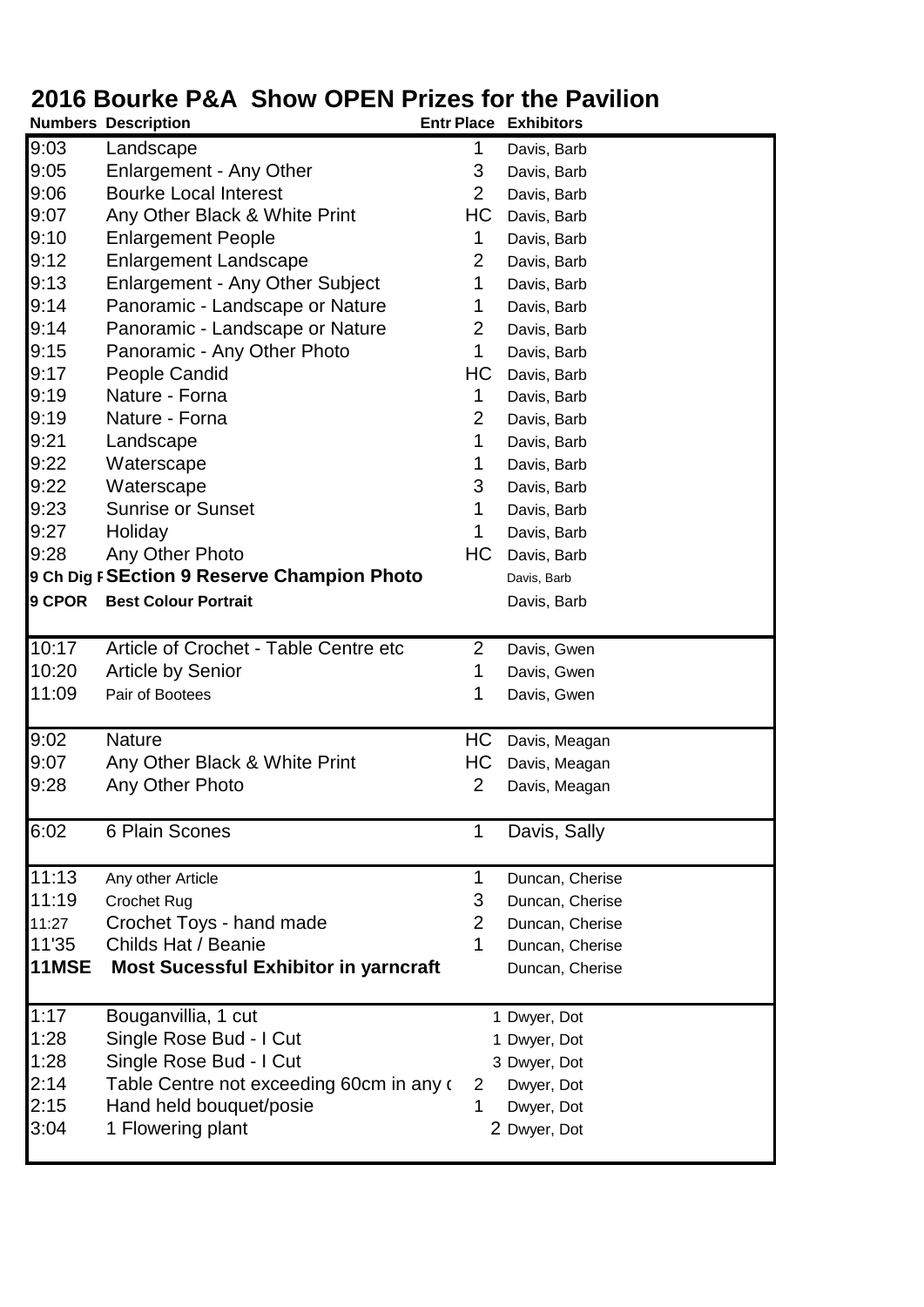# 2016 Bourke P&A Show OPEN Prizes for the Pavilion

| Numbers | Description | Entr Place | Exhibitors |
|---|---|---|---|
| 9:03 | Landscape | 1 | Davis, Barb |
| 9:05 | Enlargement - Any Other | 3 | Davis, Barb |
| 9:06 | Bourke Local Interest | 2 | Davis, Barb |
| 9:07 | Any Other Black & White Print | HC | Davis, Barb |
| 9:10 | Enlargement People | 1 | Davis, Barb |
| 9:12 | Enlargement Landscape | 2 | Davis, Barb |
| 9:13 | Enlargement - Any Other Subject | 1 | Davis, Barb |
| 9:14 | Panoramic - Landscape or Nature | 1 | Davis, Barb |
| 9:14 | Panoramic - Landscape or Nature | 2 | Davis, Barb |
| 9:15 | Panoramic - Any Other Photo | 1 | Davis, Barb |
| 9:17 | People Candid | HC | Davis, Barb |
| 9:19 | Nature - Forna | 1 | Davis, Barb |
| 9:19 | Nature - Forna | 2 | Davis, Barb |
| 9:21 | Landscape | 1 | Davis, Barb |
| 9:22 | Waterscape | 1 | Davis, Barb |
| 9:22 | Waterscape | 3 | Davis, Barb |
| 9:23 | Sunrise or Sunset | 1 | Davis, Barb |
| 9:27 | Holiday | 1 | Davis, Barb |
| 9:28 | Any Other Photo | HC | Davis, Barb |
| **9 Ch Dig F** | **SEction 9 Reserve Champion Photo** | | Davis, Barb |
| **9 CPOR** | **Best Colour Portrait** | | Davis, Barb |
| 10:17 | Article of Crochet - Table Centre etc | 2 | Davis, Gwen |
| 10:20 | Article by Senior | 1 | Davis, Gwen |
| 11:09 | Pair of Bootees | 1 | Davis, Gwen |
| 9:02 | Nature | HC | Davis, Meagan |
| 9:07 | Any Other Black & White Print | HC | Davis, Meagan |
| 9:28 | Any Other Photo | 2 | Davis, Meagan |
| 6:02 | 6 Plain Scones | 1 | Davis, Sally |
| 11:13 | Any other Article | 1 | Duncan, Cherise |
| 11:19 | Crochet Rug | 3 | Duncan, Cherise |
| 11:27 | Crochet Toys - hand made | 2 | Duncan, Cherise |
| 11'35 | Childs Hat / Beanie | 1 | Duncan, Cherise |
| **11MSE** | **Most Sucessful Exhibitor in yarncraft** | | Duncan, Cherise |
| 1:17 | Bouganvillia, 1 cut | 1 | Dwyer, Dot |
| 1:28 | Single Rose Bud - I Cut | 1 | Dwyer, Dot |
| 1:28 | Single Rose Bud - I Cut | 3 | Dwyer, Dot |
| 2:14 | Table Centre not exceeding 60cm in any c | 2 | Dwyer, Dot |
| 2:15 | Hand held bouquet/posie | 1 | Dwyer, Dot |
| 3:04 | 1 Flowering plant | 2 | Dwyer, Dot |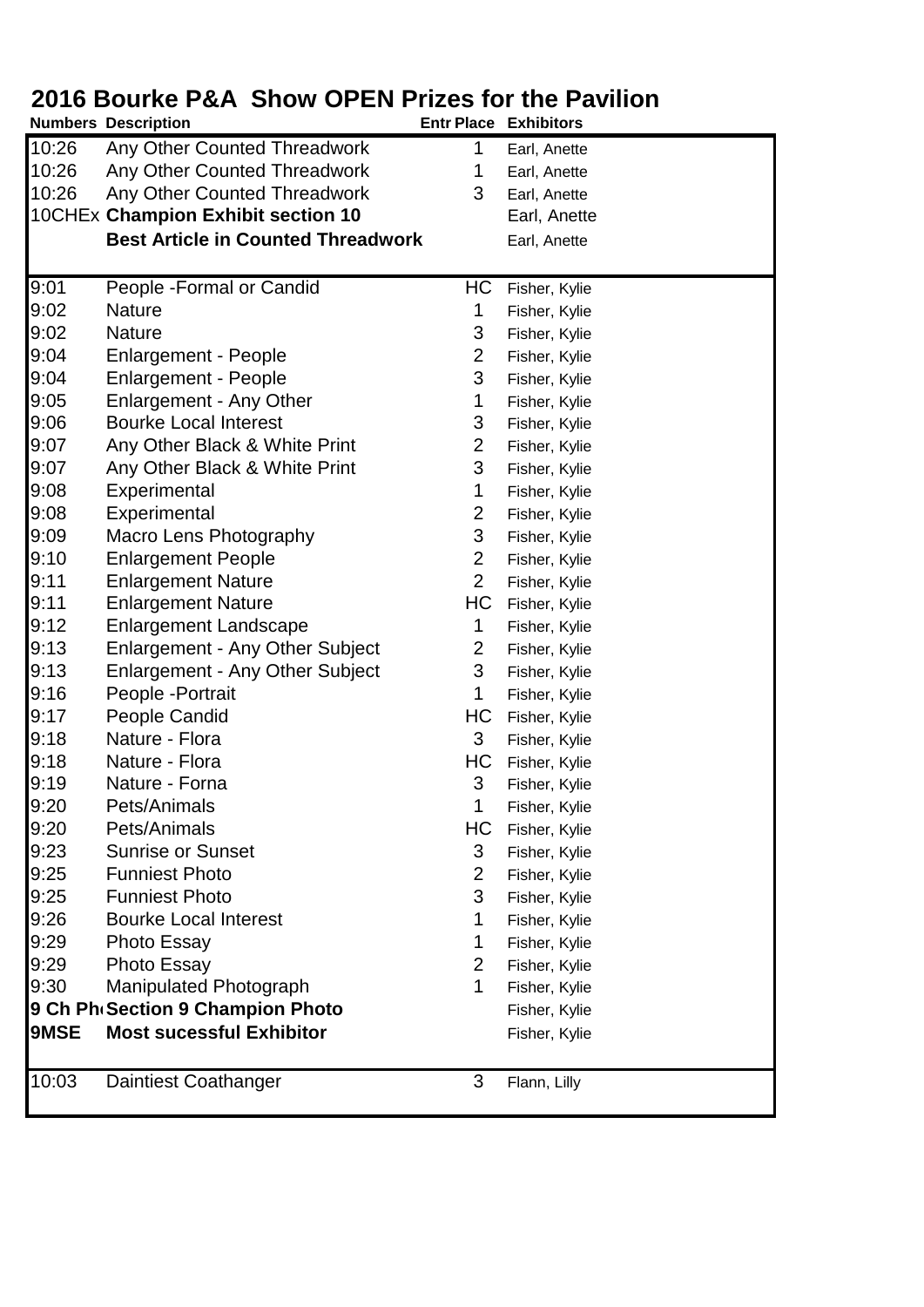# 2016 Bourke P&A Show OPEN Prizes for the Pavilion

| Numbers | Description | Entr Place | Exhibitors |
|---|---|---|---|
| 10:26 | Any Other Counted Threadwork | 1 | Earl, Anette |
| 10:26 | Any Other Counted Threadwork | 1 | Earl, Anette |
| 10:26 | Any Other Counted Threadwork | 3 | Earl, Anette |
| 10CHEx | **Champion Exhibit section 10** | | Earl, Anette |
| | **Best Article in Counted Threadwork** | | Earl, Anette |
| | | | |
| 9:01 | People -Formal or Candid | HC | Fisher, Kylie |
| 9:02 | Nature | 1 | Fisher, Kylie |
| 9:02 | Nature | 3 | Fisher, Kylie |
| 9:04 | Enlargement - People | 2 | Fisher, Kylie |
| 9:04 | Enlargement - People | 3 | Fisher, Kylie |
| 9:05 | Enlargement - Any Other | 1 | Fisher, Kylie |
| 9:06 | Bourke Local Interest | 3 | Fisher, Kylie |
| 9:07 | Any Other Black & White Print | 2 | Fisher, Kylie |
| 9:07 | Any Other Black & White Print | 3 | Fisher, Kylie |
| 9:08 | Experimental | 1 | Fisher, Kylie |
| 9:08 | Experimental | 2 | Fisher, Kylie |
| 9:09 | Macro Lens Photography | 3 | Fisher, Kylie |
| 9:10 | Enlargement People | 2 | Fisher, Kylie |
| 9:11 | Enlargement Nature | 2 | Fisher, Kylie |
| 9:11 | Enlargement Nature | HC | Fisher, Kylie |
| 9:12 | Enlargement Landscape | 1 | Fisher, Kylie |
| 9:13 | Enlargement - Any Other Subject | 2 | Fisher, Kylie |
| 9:13 | Enlargement - Any Other Subject | 3 | Fisher, Kylie |
| 9:16 | People -Portrait | 1 | Fisher, Kylie |
| 9:17 | People Candid | HC | Fisher, Kylie |
| 9:18 | Nature - Flora | 3 | Fisher, Kylie |
| 9:18 | Nature - Flora | HC | Fisher, Kylie |
| 9:19 | Nature - Forna | 3 | Fisher, Kylie |
| 9:20 | Pets/Animals | 1 | Fisher, Kylie |
| 9:20 | Pets/Animals | HC | Fisher, Kylie |
| 9:23 | Sunrise or Sunset | 3 | Fisher, Kylie |
| 9:25 | Funniest Photo | 2 | Fisher, Kylie |
| 9:25 | Funniest Photo | 3 | Fisher, Kylie |
| 9:26 | Bourke Local Interest | 1 | Fisher, Kylie |
| 9:29 | Photo Essay | 1 | Fisher, Kylie |
| 9:29 | Photo Essay | 2 | Fisher, Kylie |
| 9:30 | Manipulated Photograph | 1 | Fisher, Kylie |
| **9 Ch Ph** | **Section 9 Champion Photo** | | Fisher, Kylie |
| **9MSE** | **Most sucessful Exhibitor** | | Fisher, Kylie |
| | | | |
| 10:03 | Daintiest Coathanger | 3 | Flann, Lilly |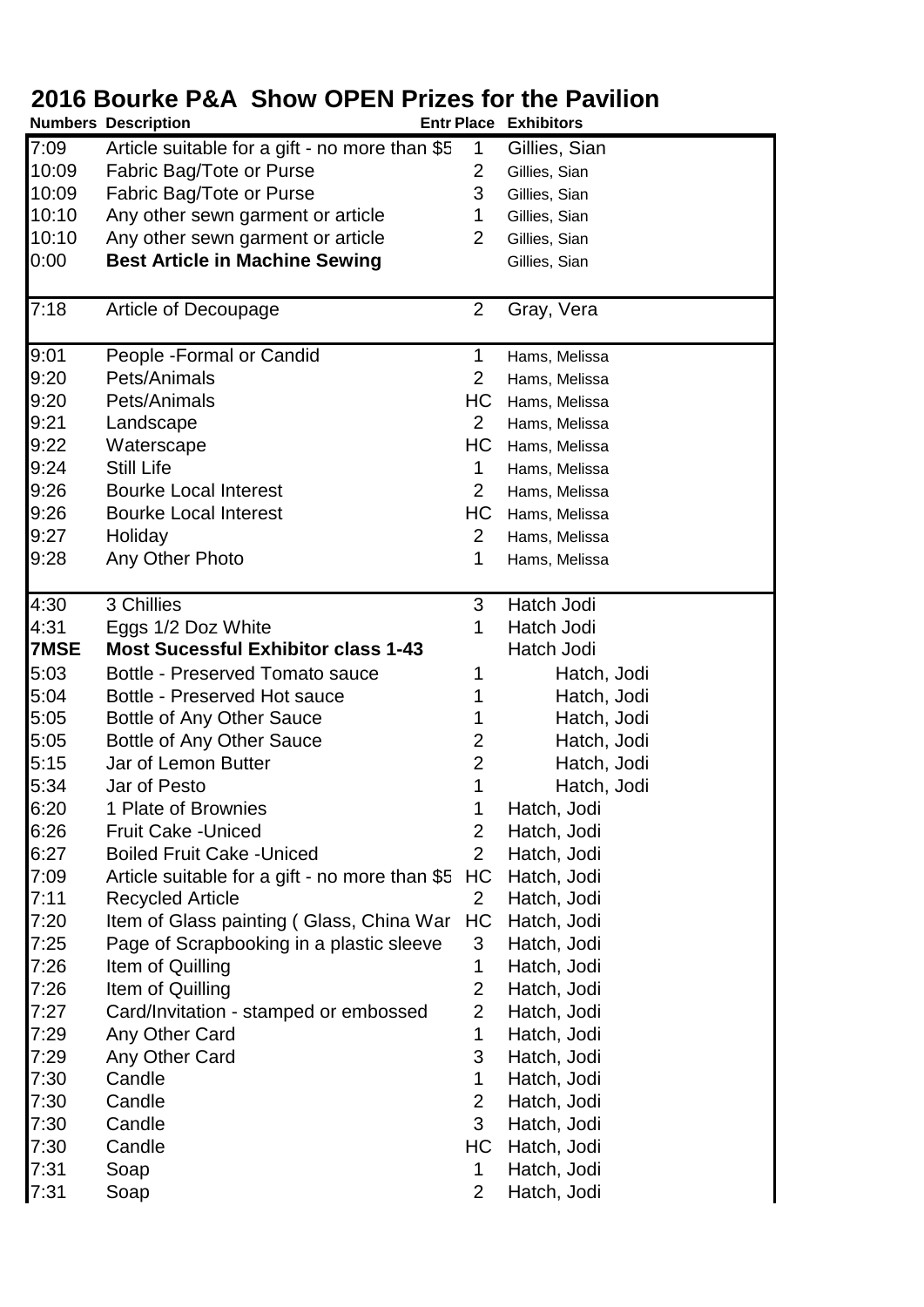# 2016 Bourke P&A Show OPEN Prizes for the Pavilion

| Numbers | Description | Entr Place | Exhibitors |
|---|---|---|---|
| 7:09 | Article suitable for a gift - no more than $5 | 1 | Gillies, Sian |
| 10:09 | Fabric Bag/Tote or Purse | 2 | Gillies, Sian |
| 10:09 | Fabric Bag/Tote or Purse | 3 | Gillies, Sian |
| 10:10 | Any other sewn garment or article | 1 | Gillies, Sian |
| 10:10 | Any other sewn garment or article | 2 | Gillies, Sian |
| 0:00 | **Best Article in Machine Sewing** | | Gillies, Sian |
| 7:18 | Article of Decoupage | 2 | Gray, Vera |
| 9:01 | People -Formal or Candid | 1 | Hams, Melissa |
| 9:20 | Pets/Animals | 2 | Hams, Melissa |
| 9:20 | Pets/Animals | HC | Hams, Melissa |
| 9:21 | Landscape | 2 | Hams, Melissa |
| 9:22 | Waterscape | HC | Hams, Melissa |
| 9:24 | Still Life | 1 | Hams, Melissa |
| 9:26 | Bourke Local Interest | 2 | Hams, Melissa |
| 9:26 | Bourke Local Interest | HC | Hams, Melissa |
| 9:27 | Holiday | 2 | Hams, Melissa |
| 9:28 | Any Other Photo | 1 | Hams, Melissa |
| 4:30 | 3 Chillies | 3 | Hatch Jodi |
| 4:31 | Eggs 1/2 Doz White | 1 | Hatch Jodi |
| **7MSE** | **Most Sucessful Exhibitor class 1-43** | | Hatch Jodi |
| 5:03 | Bottle - Preserved Tomato sauce | 1 | Hatch, Jodi |
| 5:04 | Bottle - Preserved Hot sauce | 1 | Hatch, Jodi |
| 5:05 | Bottle of Any Other Sauce | 1 | Hatch, Jodi |
| 5:05 | Bottle of Any Other Sauce | 2 | Hatch, Jodi |
| 5:15 | Jar of Lemon Butter | 2 | Hatch, Jodi |
| 5:34 | Jar of Pesto | 1 | Hatch, Jodi |
| 6:20 | 1 Plate of Brownies | 1 | Hatch, Jodi |
| 6:26 | Fruit Cake -Uniced | 2 | Hatch, Jodi |
| 6:27 | Boiled Fruit Cake -Uniced | 2 | Hatch, Jodi |
| 7:09 | Article suitable for a gift - no more than $5 | HC | Hatch, Jodi |
| 7:11 | Recycled Article | 2 | Hatch, Jodi |
| 7:20 | Item of Glass painting ( Glass, China War | HC | Hatch, Jodi |
| 7:25 | Page of Scrapbooking in a plastic sleeve | 3 | Hatch, Jodi |
| 7:26 | Item of Quilling | 1 | Hatch, Jodi |
| 7:26 | Item of Quilling | 2 | Hatch, Jodi |
| 7:27 | Card/Invitation - stamped or embossed | 2 | Hatch, Jodi |
| 7:29 | Any Other Card | 1 | Hatch, Jodi |
| 7:29 | Any Other Card | 3 | Hatch, Jodi |
| 7:30 | Candle | 1 | Hatch, Jodi |
| 7:30 | Candle | 2 | Hatch, Jodi |
| 7:30 | Candle | 3 | Hatch, Jodi |
| 7:30 | Candle | HC | Hatch, Jodi |
| 7:31 | Soap | 1 | Hatch, Jodi |
| 7:31 | Soap | 2 | Hatch, Jodi |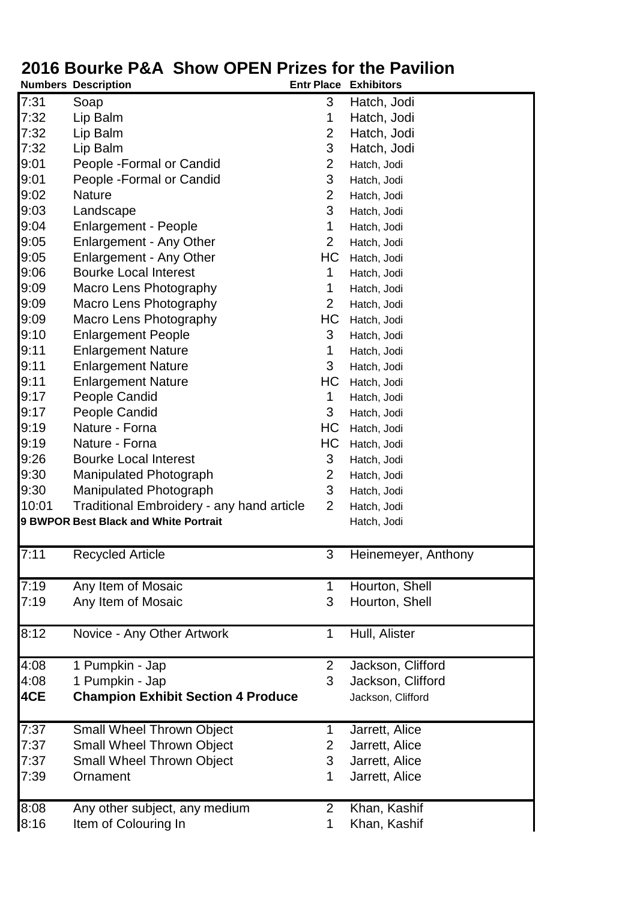# 2016 Bourke P&A Show OPEN Prizes for the Pavilion

| Numbers | Description | Entr Place | Exhibitors |
|---|---|---|---|
| 7:31 | Soap | 3 | Hatch, Jodi |
| 7:32 | Lip Balm | 1 | Hatch, Jodi |
| 7:32 | Lip Balm | 2 | Hatch, Jodi |
| 7:32 | Lip Balm | 3 | Hatch, Jodi |
| 9:01 | People -Formal or Candid | 2 | Hatch, Jodi |
| 9:01 | People -Formal or Candid | 3 | Hatch, Jodi |
| 9:02 | Nature | 2 | Hatch, Jodi |
| 9:03 | Landscape | 3 | Hatch, Jodi |
| 9:04 | Enlargement - People | 1 | Hatch, Jodi |
| 9:05 | Enlargement - Any Other | 2 | Hatch, Jodi |
| 9:05 | Enlargement - Any Other | HC | Hatch, Jodi |
| 9:06 | Bourke Local Interest | 1 | Hatch, Jodi |
| 9:09 | Macro Lens Photography | 1 | Hatch, Jodi |
| 9:09 | Macro Lens Photography | 2 | Hatch, Jodi |
| 9:09 | Macro Lens Photography | HC | Hatch, Jodi |
| 9:10 | Enlargement People | 3 | Hatch, Jodi |
| 9:11 | Enlargement Nature | 1 | Hatch, Jodi |
| 9:11 | Enlargement Nature | 3 | Hatch, Jodi |
| 9:11 | Enlargement Nature | HC | Hatch, Jodi |
| 9:17 | People Candid | 1 | Hatch, Jodi |
| 9:17 | People Candid | 3 | Hatch, Jodi |
| 9:19 | Nature - Forna | HC | Hatch, Jodi |
| 9:19 | Nature - Forna | HC | Hatch, Jodi |
| 9:26 | Bourke Local Interest | 3 | Hatch, Jodi |
| 9:30 | Manipulated Photograph | 2 | Hatch, Jodi |
| 9:30 | Manipulated Photograph | 3 | Hatch, Jodi |
| 10:01 | Traditional Embroidery - any hand article | 2 | Hatch, Jodi |
| **9 BWPOR** | **Best Black and White Portrait** | | Hatch, Jodi |
| 7:11 | Recycled Article | 3 | Heinemeyer, Anthony |
| 7:19 | Any Item of Mosaic | 1 | Hourton, Shell |
| 7:19 | Any Item of Mosaic | 3 | Hourton, Shell |
| 8:12 | Novice - Any Other Artwork | 1 | Hull, Alister |
| 4:08 | 1 Pumpkin - Jap | 2 | Jackson, Clifford |
| 4:08 | 1 Pumpkin - Jap | 3 | Jackson, Clifford |
| **4CE** | **Champion Exhibit Section 4 Produce** | | Jackson, Clifford |
| 7:37 | Small Wheel Thrown Object | 1 | Jarrett, Alice |
| 7:37 | Small Wheel Thrown Object | 2 | Jarrett, Alice |
| 7:37 | Small Wheel Thrown Object | 3 | Jarrett, Alice |
| 7:39 | Ornament | 1 | Jarrett, Alice |
| 8:08 | Any other subject, any medium | 2 | Khan, Kashif |
| 8:16 | Item of Colouring In | 1 | Khan, Kashif |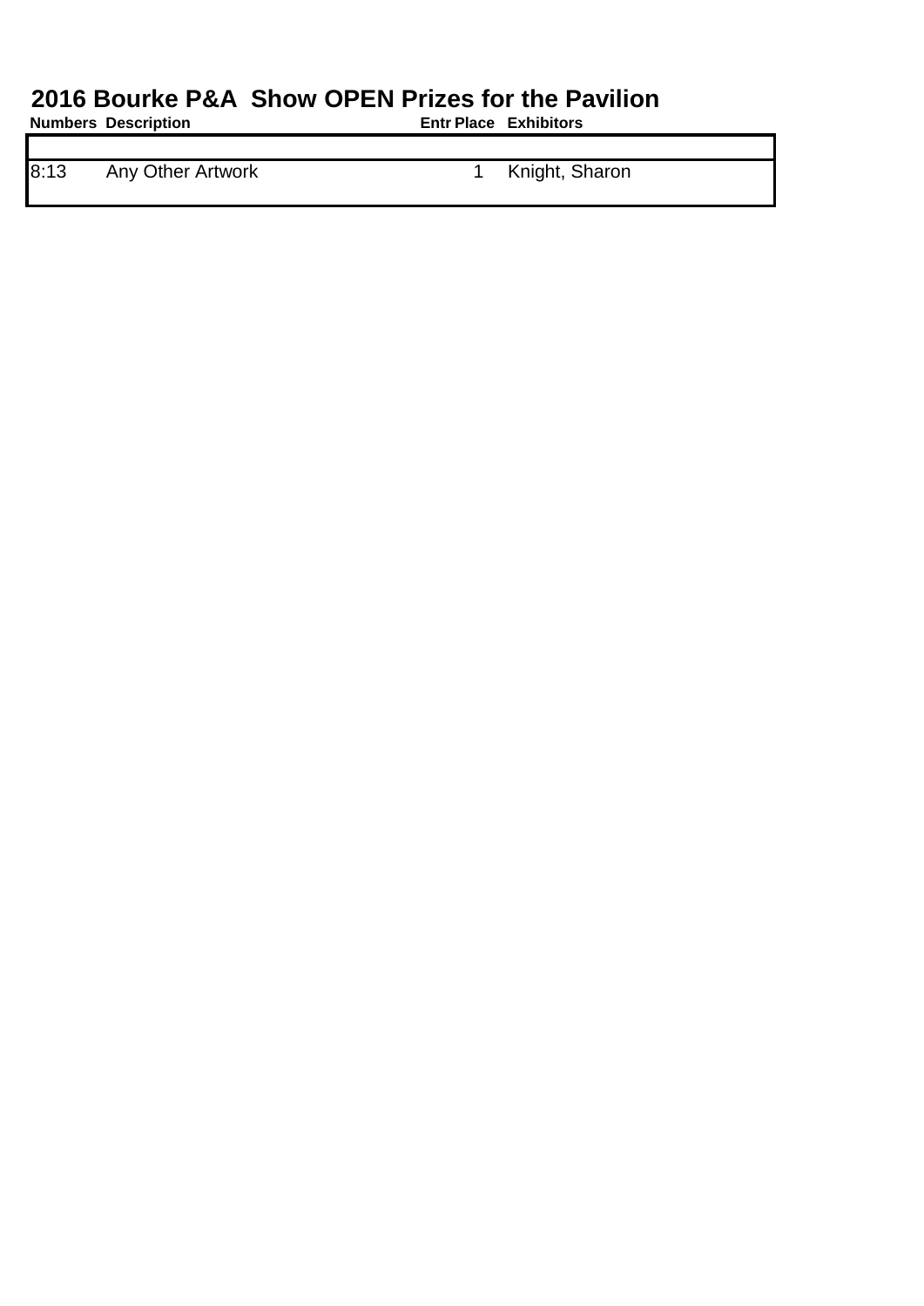# 2016 Bourke P&A Show OPEN Prizes for the Pavilion

| Numbers | Description | Entr | Place | Exhibitors |
|---|---|---|---|---|
| 8:13 | Any Other Artwork | | 1 | Knight, Sharon |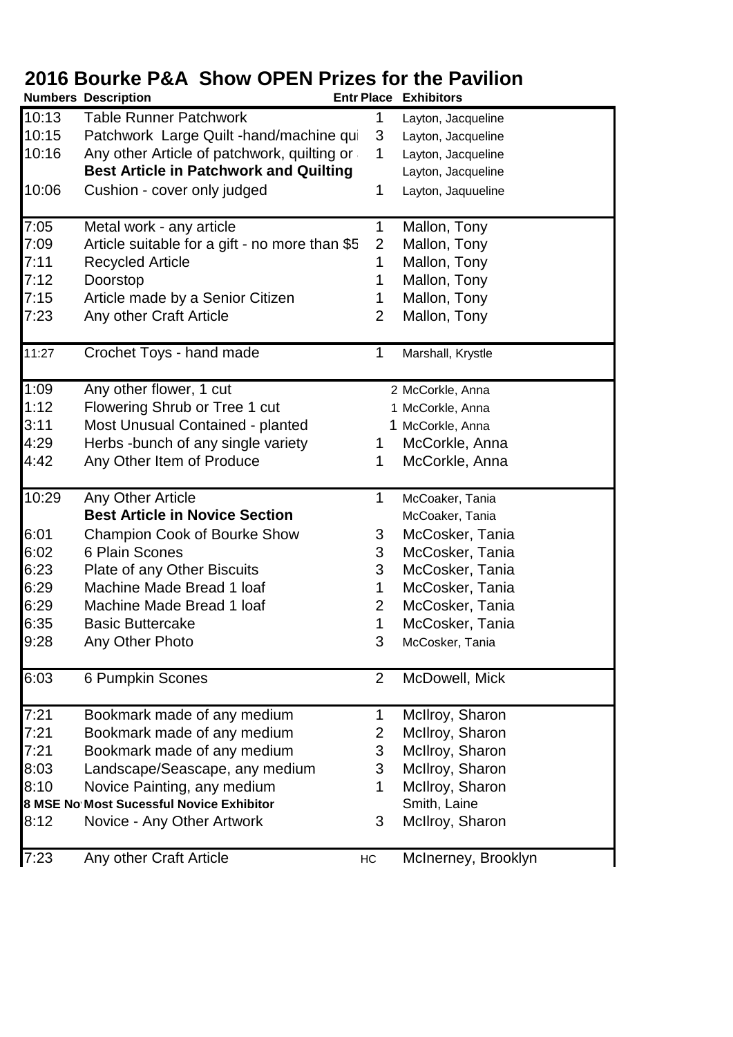# 2016 Bourke P&A Show OPEN Prizes for the Pavilion

| Numbers | Description | Entr Place | Exhibitors |
|---|---|---|---|
| 10:13 | Table Runner Patchwork | 1 | Layton, Jacqueline |
| 10:15 | Patchwork Large Quilt -hand/machine qui | 3 | Layton, Jacqueline |
| 10:16 | Any other Article of patchwork, quilting or | 1 | Layton, Jacqueline |
| | **Best Article in Patchwork and Quilting** | | Layton, Jacqueline |
| 10:06 | Cushion - cover only judged | 1 | Layton, Jaquueline |
| 7:05 | Metal work - any article | 1 | Mallon, Tony |
| 7:09 | Article suitable for a gift - no more than $5 | 2 | Mallon, Tony |
| 7:11 | Recycled Article | 1 | Mallon, Tony |
| 7:12 | Doorstop | 1 | Mallon, Tony |
| 7:15 | Article made by a Senior Citizen | 1 | Mallon, Tony |
| 7:23 | Any other Craft Article | 2 | Mallon, Tony |
| 11:27 | Crochet Toys - hand made | 1 | Marshall, Krystle |
| 1:09 | Any other flower, 1 cut | 2 | McCorkle, Anna |
| 1:12 | Flowering Shrub or Tree 1 cut | 1 | McCorkle, Anna |
| 3:11 | Most Unusual Contained - planted | 1 | McCorkle, Anna |
| 4:29 | Herbs -bunch of any single variety | 1 | McCorkle, Anna |
| 4:42 | Any Other Item of Produce | 1 | McCorkle, Anna |
| 10:29 | Any Other Article | 1 | McCoaker, Tania |
| | **Best Article in Novice Section** | | McCoaker, Tania |
| 6:01 | Champion Cook of Bourke Show | 3 | McCosker, Tania |
| 6:02 | 6 Plain Scones | 3 | McCosker, Tania |
| 6:23 | Plate of any Other Biscuits | 3 | McCosker, Tania |
| 6:29 | Machine Made Bread 1 loaf | 1 | McCosker, Tania |
| 6:29 | Machine Made Bread 1 loaf | 2 | McCosker, Tania |
| 6:35 | Basic Buttercake | 1 | McCosker, Tania |
| 9:28 | Any Other Photo | 3 | McCosker, Tania |
| 6:03 | 6 Pumpkin Scones | 2 | McDowell, Mick |
| 7:21 | Bookmark made of any medium | 1 | McIlroy, Sharon |
| 7:21 | Bookmark made of any medium | 2 | McIlroy, Sharon |
| 7:21 | Bookmark made of any medium | 3 | McIlroy, Sharon |
| 8:03 | Landscape/Seascape, any medium | 3 | McIlroy, Sharon |
| 8:10 | Novice Painting, any medium | 1 | McIlroy, Sharon |
| **8 MSE No** | **Most Sucessful Novice Exhibitor** | | Smith, Laine |
| 8:12 | Novice - Any Other Artwork | 3 | McIlroy, Sharon |
| 7:23 | Any other Craft Article | HC | McInerney, Brooklyn |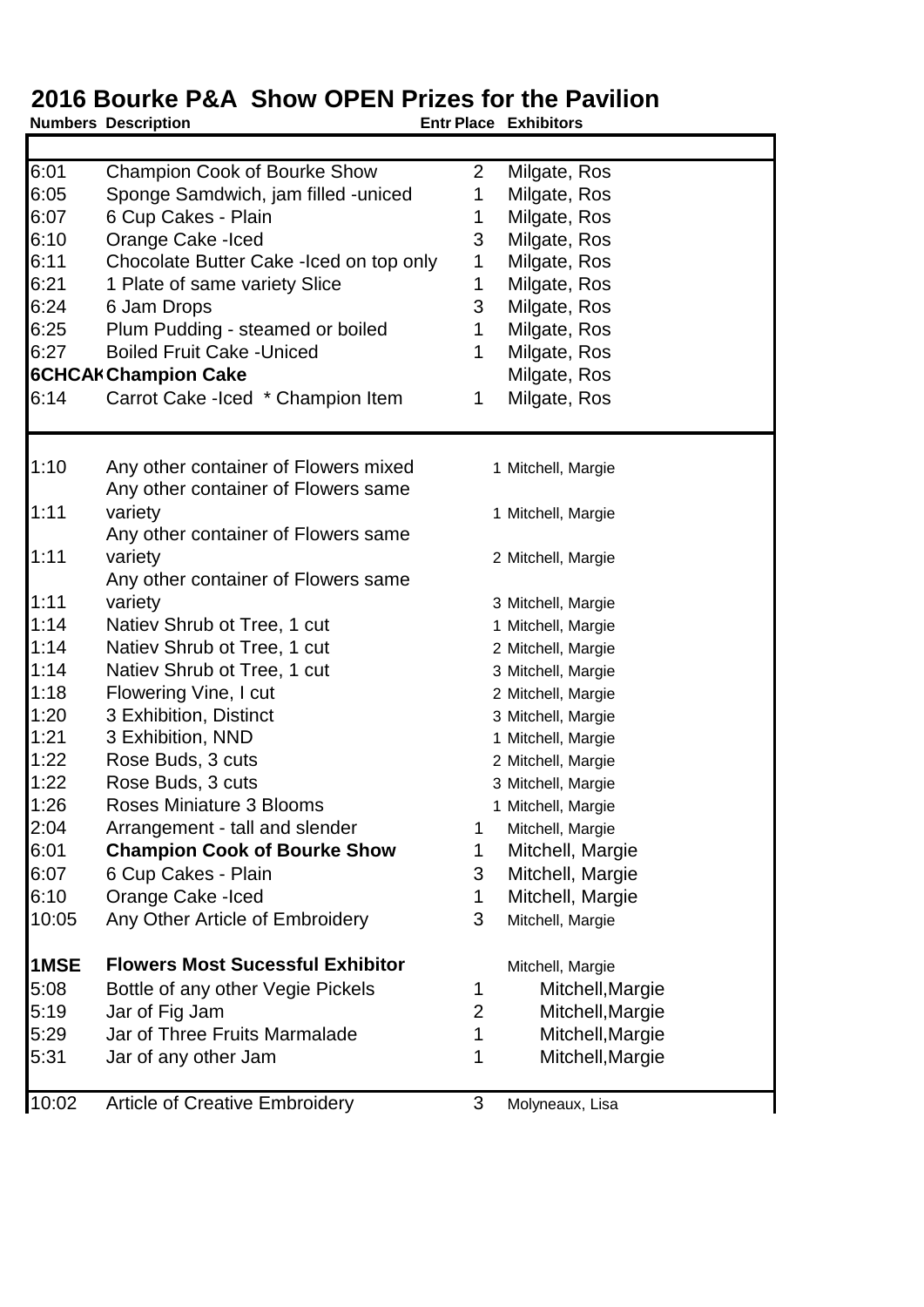# 2016 Bourke P&A Show OPEN Prizes for the Pavilion

| Numbers | Description | Entr Place | Exhibitors |
|---|---|---|---|
| 6:01 | Champion Cook of Bourke Show | 2 | Milgate, Ros |
| 6:05 | Sponge Samdwich, jam filled -uniced | 1 | Milgate, Ros |
| 6:07 | 6 Cup Cakes - Plain | 1 | Milgate, Ros |
| 6:10 | Orange Cake -Iced | 3 | Milgate, Ros |
| 6:11 | Chocolate Butter Cake -Iced on top only | 1 | Milgate, Ros |
| 6:21 | 1 Plate of same variety Slice | 1 | Milgate, Ros |
| 6:24 | 6 Jam Drops | 3 | Milgate, Ros |
| 6:25 | Plum Pudding - steamed or boiled | 1 | Milgate, Ros |
| 6:27 | Boiled Fruit Cake -Uniced | 1 | Milgate, Ros |
| **6CHCAK** | **Champion Cake** | | Milgate, Ros |
| 6:14 | Carrot Cake -Iced * Champion Item | 1 | Milgate, Ros |
| 1:10 | Any other container of Flowers mixed | 1 | Mitchell, Margie |
| 1:11 | Any other container of Flowers same variety | 1 | Mitchell, Margie |
| 1:11 | Any other container of Flowers same variety | 2 | Mitchell, Margie |
| 1:11 | Any other container of Flowers same variety | 3 | Mitchell, Margie |
| 1:14 | Natiev Shrub ot Tree, 1 cut | 1 | Mitchell, Margie |
| 1:14 | Natiev Shrub ot Tree, 1 cut | 2 | Mitchell, Margie |
| 1:14 | Natiev Shrub ot Tree, 1 cut | 3 | Mitchell, Margie |
| 1:18 | Flowering Vine, I cut | 2 | Mitchell, Margie |
| 1:20 | 3 Exhibition, Distinct | 3 | Mitchell, Margie |
| 1:21 | 3 Exhibition, NND | 1 | Mitchell, Margie |
| 1:22 | Rose Buds, 3 cuts | 2 | Mitchell, Margie |
| 1:22 | Rose Buds, 3 cuts | 3 | Mitchell, Margie |
| 1:26 | Roses Miniature 3 Blooms | 1 | Mitchell, Margie |
| 2:04 | Arrangement - tall and slender | 1 | Mitchell, Margie |
| 6:01 | **Champion Cook of Bourke Show** | 1 | Mitchell, Margie |
| 6:07 | 6 Cup Cakes - Plain | 3 | Mitchell, Margie |
| 6:10 | Orange Cake -Iced | 1 | Mitchell, Margie |
| 10:05 | Any Other Article of Embroidery | 3 | Mitchell, Margie |
| **1MSE** | **Flowers Most Sucessful Exhibitor** | | Mitchell, Margie |
| 5:08 | Bottle of any other Vegie Pickels | 1 | Mitchell,Margie |
| 5:19 | Jar of Fig Jam | 2 | Mitchell,Margie |
| 5:29 | Jar of Three Fruits Marmalade | 1 | Mitchell,Margie |
| 5:31 | Jar of any other Jam | 1 | Mitchell,Margie |
| 10:02 | Article of Creative Embroidery | 3 | Molyneaux, Lisa |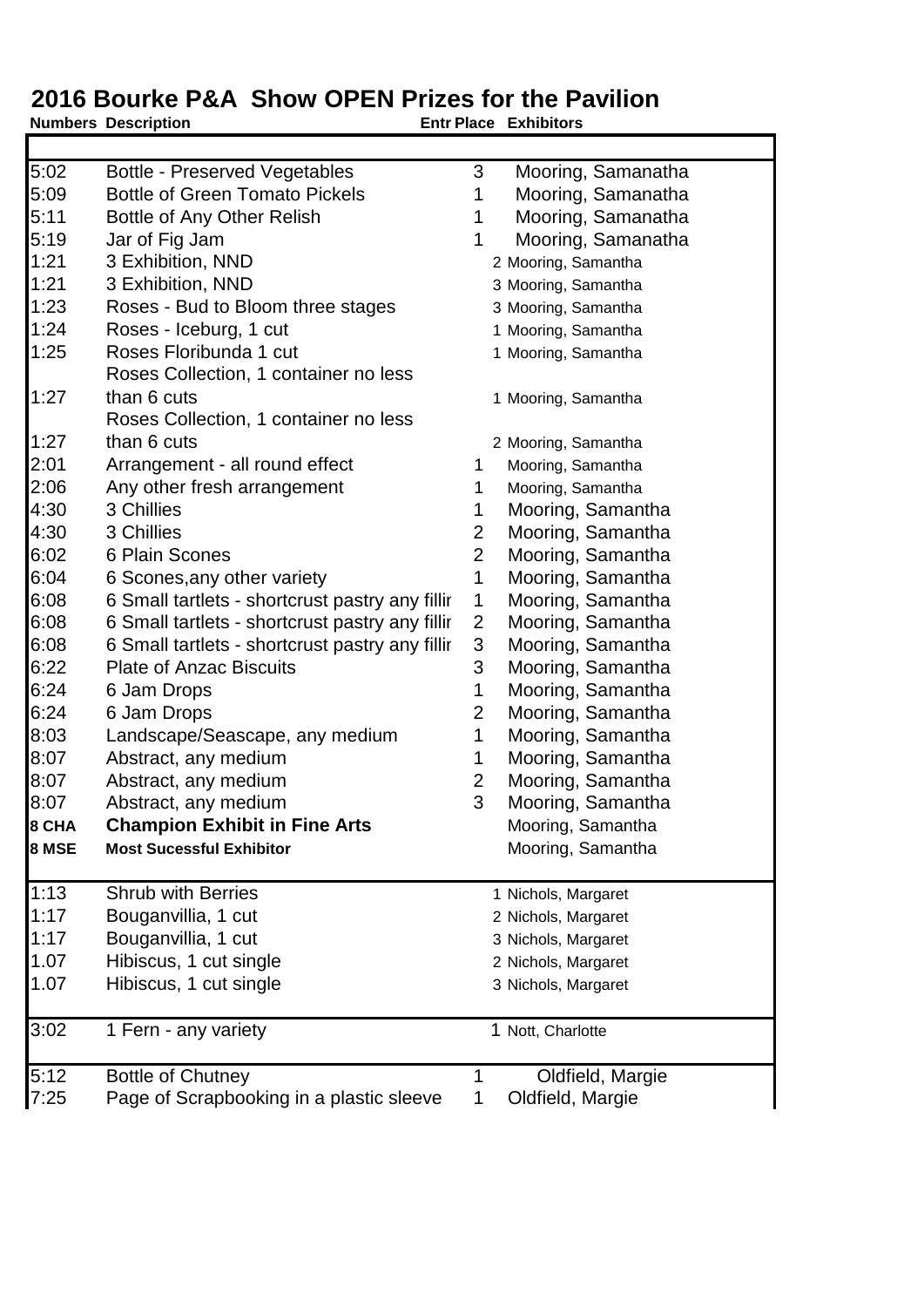# 2016 Bourke P&A Show OPEN Prizes for the Pavilion

| Numbers | Description | Entr Place | Exhibitors |
|---|---|---|---|
| 5:02 | Bottle - Preserved Vegetables | 3 | Mooring, Samanatha |
| 5:09 | Bottle of Green Tomato Pickels | 1 | Mooring, Samanatha |
| 5:11 | Bottle of Any Other Relish | 1 | Mooring, Samanatha |
| 5:19 | Jar of Fig Jam | 1 | Mooring, Samanatha |
| 1:21 | 3 Exhibition, NND | 2 | Mooring, Samantha |
| 1:21 | 3 Exhibition, NND | 3 | Mooring, Samantha |
| 1:23 | Roses - Bud to Bloom three stages | 3 | Mooring, Samantha |
| 1:24 | Roses - Iceburg, 1 cut | 1 | Mooring, Samantha |
| 1:25 | Roses Floribunda 1 cut | 1 | Mooring, Samantha |
| 1:27 | Roses Collection, 1 container no less than 6 cuts | 1 | Mooring, Samantha |
| 1:27 | Roses Collection, 1 container no less than 6 cuts | 2 | Mooring, Samantha |
| 2:01 | Arrangement - all round effect | 1 | Mooring, Samantha |
| 2:06 | Any other fresh arrangement | 1 | Mooring, Samantha |
| 4:30 | 3 Chillies | 1 | Mooring, Samantha |
| 4:30 | 3 Chillies | 2 | Mooring, Samantha |
| 6:02 | 6 Plain Scones | 2 | Mooring, Samantha |
| 6:04 | 6 Scones,any other variety | 1 | Mooring, Samantha |
| 6:08 | 6 Small tartlets - shortcrust pastry any fillir | 1 | Mooring, Samantha |
| 6:08 | 6 Small tartlets - shortcrust pastry any fillir | 2 | Mooring, Samantha |
| 6:08 | 6 Small tartlets - shortcrust pastry any fillir | 3 | Mooring, Samantha |
| 6:22 | Plate of Anzac Biscuits | 3 | Mooring, Samantha |
| 6:24 | 6 Jam Drops | 1 | Mooring, Samantha |
| 6:24 | 6 Jam Drops | 2 | Mooring, Samantha |
| 8:03 | Landscape/Seascape, any medium | 1 | Mooring, Samantha |
| 8:07 | Abstract, any medium | 1 | Mooring, Samantha |
| 8:07 | Abstract, any medium | 2 | Mooring, Samantha |
| 8:07 | Abstract, any medium | 3 | Mooring, Samantha |
| **8 CHA** | **Champion Exhibit in Fine Arts** | | Mooring, Samantha |
| **8 MSE** | **Most Sucessful Exhibitor** | | Mooring, Samantha |
| 1:13 | Shrub with Berries | 1 | Nichols, Margaret |
| 1:17 | Bouganvillia, 1 cut | 2 | Nichols, Margaret |
| 1:17 | Bouganvillia, 1 cut | 3 | Nichols, Margaret |
| 1.07 | Hibiscus, 1 cut single | 2 | Nichols, Margaret |
| 1.07 | Hibiscus, 1 cut single | 3 | Nichols, Margaret |
| 3:02 | 1 Fern - any variety | 1 | Nott, Charlotte |
| 5:12 | Bottle of Chutney | 1 | Oldfield, Margie |
| 7:25 | Page of Scrapbooking in a plastic sleeve | 1 | Oldfield, Margie |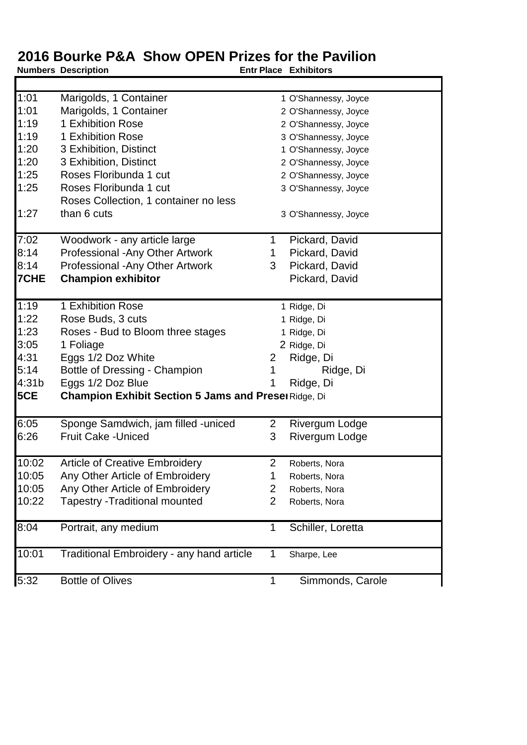# 2016 Bourke P&A Show OPEN Prizes for the Pavilion

| Numbers | Description | Entr Place | Exhibitors |
|---|---|---|---|
| 1:01 | Marigolds, 1 Container | 1 | O'Shannessy, Joyce |
| 1:01 | Marigolds, 1 Container | 2 | O'Shannessy, Joyce |
| 1:19 | 1 Exhibition Rose | 2 | O'Shannessy, Joyce |
| 1:19 | 1 Exhibition Rose | 3 | O'Shannessy, Joyce |
| 1:20 | 3 Exhibition, Distinct | 1 | O'Shannessy, Joyce |
| 1:20 | 3 Exhibition, Distinct | 2 | O'Shannessy, Joyce |
| 1:25 | Roses Floribunda 1 cut | 2 | O'Shannessy, Joyce |
| 1:25 | Roses Floribunda 1 cut | 3 | O'Shannessy, Joyce |
| 1:27 | Roses Collection, 1 container no less than 6 cuts | 3 | O'Shannessy, Joyce |
| 7:02 | Woodwork - any article large | 1 | Pickard, David |
| 8:14 | Professional -Any Other Artwork | 1 | Pickard, David |
| 8:14 | Professional -Any Other Artwork | 3 | Pickard, David |
| **7CHE** | **Champion exhibitor** | | Pickard, David |
| 1:19 | 1 Exhibition Rose | 1 | Ridge, Di |
| 1:22 | Rose Buds, 3 cuts | 1 | Ridge, Di |
| 1:23 | Roses - Bud to Bloom three stages | 1 | Ridge, Di |
| 3:05 | 1 Foliage | 2 | Ridge, Di |
| 4:31 | Eggs 1/2 Doz White | 2 | Ridge, Di |
| 5:14 | Bottle of Dressing - Champion | 1 | Ridge, Di |
| 4:31b | Eggs 1/2 Doz Blue | 1 | Ridge, Di |
| **5CE** | **Champion Exhibit Section 5 Jams and Preser** | | Ridge, Di |
| 6:05 | Sponge Samdwich, jam filled -uniced | 2 | Rivergum Lodge |
| 6:26 | Fruit Cake -Uniced | 3 | Rivergum Lodge |
| 10:02 | Article of Creative Embroidery | 2 | Roberts, Nora |
| 10:05 | Any Other Article of Embroidery | 1 | Roberts, Nora |
| 10:05 | Any Other Article of Embroidery | 2 | Roberts, Nora |
| 10:22 | Tapestry -Traditional mounted | 2 | Roberts, Nora |
| 8:04 | Portrait, any medium | 1 | Schiller, Loretta |
| 10:01 | Traditional Embroidery - any hand article | 1 | Sharpe, Lee |
| 5:32 | Bottle of Olives | 1 | Simmonds, Carole |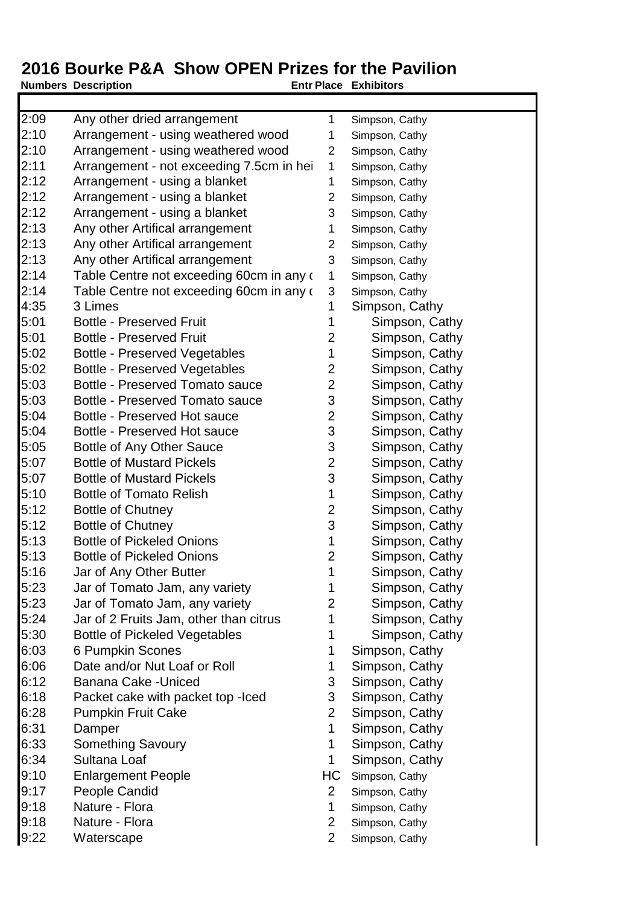# 2016 Bourke P&A Show OPEN Prizes for the Pavilion

| Numbers | Description | Entr | Place | Exhibitors |
|---|---|---|---|---|
| 2:09 | Any other dried arrangement | | 1 | Simpson, Cathy |
| 2:10 | Arrangement - using weathered wood | | 1 | Simpson, Cathy |
| 2:10 | Arrangement - using weathered wood | | 2 | Simpson, Cathy |
| 2:11 | Arrangement - not exceeding 7.5cm in hei | | 1 | Simpson, Cathy |
| 2:12 | Arrangement - using a blanket | | 1 | Simpson, Cathy |
| 2:12 | Arrangement - using a blanket | | 2 | Simpson, Cathy |
| 2:12 | Arrangement - using a blanket | | 3 | Simpson, Cathy |
| 2:13 | Any other Artifical arrangement | | 1 | Simpson, Cathy |
| 2:13 | Any other Artifical arrangement | | 2 | Simpson, Cathy |
| 2:13 | Any other Artifical arrangement | | 3 | Simpson, Cathy |
| 2:14 | Table Centre not exceeding 60cm in any ( | | 1 | Simpson, Cathy |
| 2:14 | Table Centre not exceeding 60cm in any ( | | 3 | Simpson, Cathy |
| 4:35 | 3 Limes | | 1 | Simpson, Cathy |
| 5:01 | Bottle - Preserved Fruit | | 1 | Simpson, Cathy |
| 5:01 | Bottle - Preserved Fruit | | 2 | Simpson, Cathy |
| 5:02 | Bottle - Preserved Vegetables | | 1 | Simpson, Cathy |
| 5:02 | Bottle - Preserved Vegetables | | 2 | Simpson, Cathy |
| 5:03 | Bottle - Preserved Tomato sauce | | 2 | Simpson, Cathy |
| 5:03 | Bottle - Preserved Tomato sauce | | 3 | Simpson, Cathy |
| 5:04 | Bottle - Preserved Hot sauce | | 2 | Simpson, Cathy |
| 5:04 | Bottle - Preserved Hot sauce | | 3 | Simpson, Cathy |
| 5:05 | Bottle of Any Other Sauce | | 3 | Simpson, Cathy |
| 5:07 | Bottle of Mustard Pickels | | 2 | Simpson, Cathy |
| 5:07 | Bottle of Mustard Pickels | | 3 | Simpson, Cathy |
| 5:10 | Bottle of Tomato Relish | | 1 | Simpson, Cathy |
| 5:12 | Bottle of Chutney | | 2 | Simpson, Cathy |
| 5:12 | Bottle of Chutney | | 3 | Simpson, Cathy |
| 5:13 | Bottle of Pickeled Onions | | 1 | Simpson, Cathy |
| 5:13 | Bottle of Pickeled Onions | | 2 | Simpson, Cathy |
| 5:16 | Jar of Any Other Butter | | 1 | Simpson, Cathy |
| 5:23 | Jar of Tomato Jam, any variety | | 1 | Simpson, Cathy |
| 5:23 | Jar of Tomato Jam, any variety | | 2 | Simpson, Cathy |
| 5:24 | Jar of 2 Fruits Jam, other than citrus | | 1 | Simpson, Cathy |
| 5:30 | Bottle of Pickeled Vegetables | | 1 | Simpson, Cathy |
| 6:03 | 6 Pumpkin Scones | | 1 | Simpson, Cathy |
| 6:06 | Date and/or Nut Loaf or Roll | | 1 | Simpson, Cathy |
| 6:12 | Banana Cake -Uniced | | 3 | Simpson, Cathy |
| 6:18 | Packet cake with packet top -Iced | | 3 | Simpson, Cathy |
| 6:28 | Pumpkin Fruit Cake | | 2 | Simpson, Cathy |
| 6:31 | Damper | | 1 | Simpson, Cathy |
| 6:33 | Something Savoury | | 1 | Simpson, Cathy |
| 6:34 | Sultana Loaf | | 1 | Simpson, Cathy |
| 9:10 | Enlargement People | | HC | Simpson, Cathy |
| 9:17 | People Candid | | 2 | Simpson, Cathy |
| 9:18 | Nature - Flora | | 1 | Simpson, Cathy |
| 9:18 | Nature - Flora | | 2 | Simpson, Cathy |
| 9:22 | Waterscape | | 2 | Simpson, Cathy |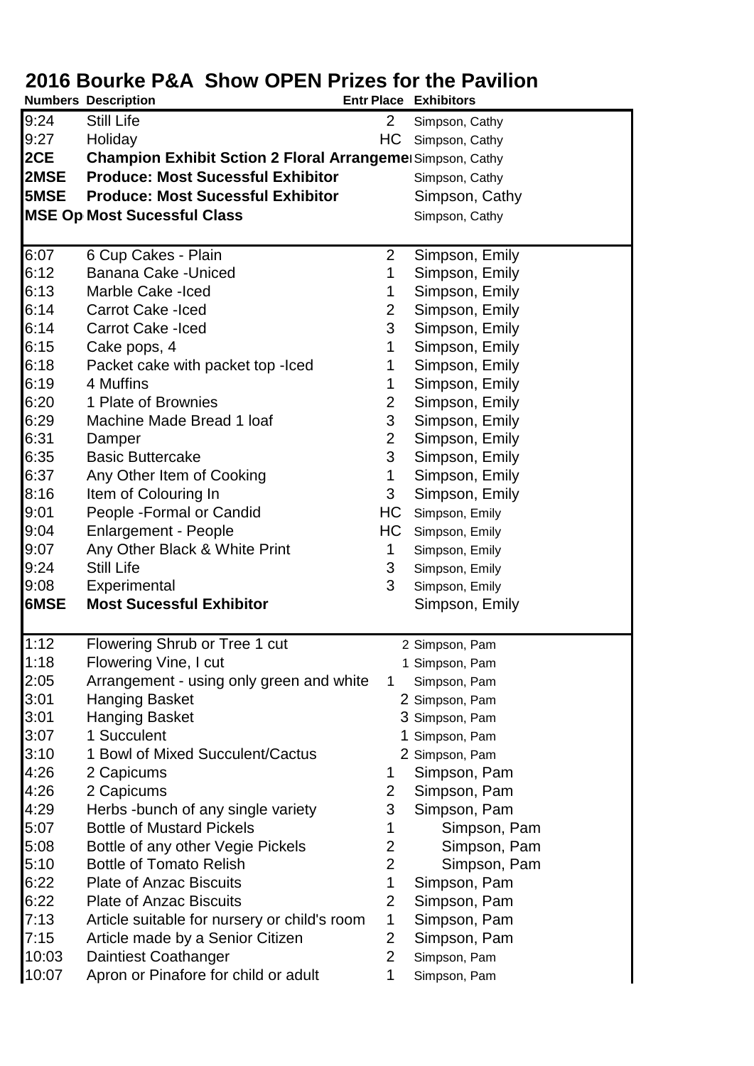# 2016 Bourke P&A Show OPEN Prizes for the Pavilion

| Numbers | Description | Entr Place | Exhibitors |
|---|---|---|---|
| 9:24 | Still Life | 2 | Simpson, Cathy |
| 9:27 | Holiday | HC | Simpson, Cathy |
| **2CE** | **Champion Exhibit Sction 2 Floral Arrangeme** | | Simpson, Cathy |
| **2MSE** | **Produce: Most Sucessful Exhibitor** | | Simpson, Cathy |
| **5MSE** | **Produce: Most Sucessful Exhibitor** | | Simpson, Cathy |
| **MSE Op** | **Most Sucessful Class** | | Simpson, Cathy |
| | | | |
| 6:07 | 6 Cup Cakes - Plain | 2 | Simpson, Emily |
| 6:12 | Banana Cake -Uniced | 1 | Simpson, Emily |
| 6:13 | Marble Cake -Iced | 1 | Simpson, Emily |
| 6:14 | Carrot Cake -Iced | 2 | Simpson, Emily |
| 6:14 | Carrot Cake -Iced | 3 | Simpson, Emily |
| 6:15 | Cake pops, 4 | 1 | Simpson, Emily |
| 6:18 | Packet cake with packet top -Iced | 1 | Simpson, Emily |
| 6:19 | 4 Muffins | 1 | Simpson, Emily |
| 6:20 | 1 Plate of Brownies | 2 | Simpson, Emily |
| 6:29 | Machine Made Bread 1 loaf | 3 | Simpson, Emily |
| 6:31 | Damper | 2 | Simpson, Emily |
| 6:35 | Basic Buttercake | 3 | Simpson, Emily |
| 6:37 | Any Other Item of Cooking | 1 | Simpson, Emily |
| 8:16 | Item of Colouring In | 3 | Simpson, Emily |
| 9:01 | People -Formal or Candid | HC | Simpson, Emily |
| 9:04 | Enlargement - People | HC | Simpson, Emily |
| 9:07 | Any Other Black & White Print | 1 | Simpson, Emily |
| 9:24 | Still Life | 3 | Simpson, Emily |
| 9:08 | Experimental | 3 | Simpson, Emily |
| **6MSE** | **Most Sucessful Exhibitor** | | Simpson, Emily |
| | | | |
| 1:12 | Flowering Shrub or Tree 1 cut | 2 | Simpson, Pam |
| 1:18 | Flowering Vine, I cut | 1 | Simpson, Pam |
| 2:05 | Arrangement - using only green and white | 1 | Simpson, Pam |
| 3:01 | Hanging Basket | 2 | Simpson, Pam |
| 3:01 | Hanging Basket | 3 | Simpson, Pam |
| 3:07 | 1 Succulent | 1 | Simpson, Pam |
| 3:10 | 1 Bowl of Mixed Succulent/Cactus | 2 | Simpson, Pam |
| 4:26 | 2 Capicums | 1 | Simpson, Pam |
| 4:26 | 2 Capicums | 2 | Simpson, Pam |
| 4:29 | Herbs -bunch of any single variety | 3 | Simpson, Pam |
| 5:07 | Bottle of Mustard Pickels | 1 | Simpson, Pam |
| 5:08 | Bottle of any other Vegie Pickels | 2 | Simpson, Pam |
| 5:10 | Bottle of Tomato Relish | 2 | Simpson, Pam |
| 6:22 | Plate of Anzac Biscuits | 1 | Simpson, Pam |
| 6:22 | Plate of Anzac Biscuits | 2 | Simpson, Pam |
| 7:13 | Article suitable for nursery or child's room | 1 | Simpson, Pam |
| 7:15 | Article made by a Senior Citizen | 2 | Simpson, Pam |
| 10:03 | Daintiest Coathanger | 2 | Simpson, Pam |
| 10:07 | Apron or Pinafore for child or adult | 1 | Simpson, Pam |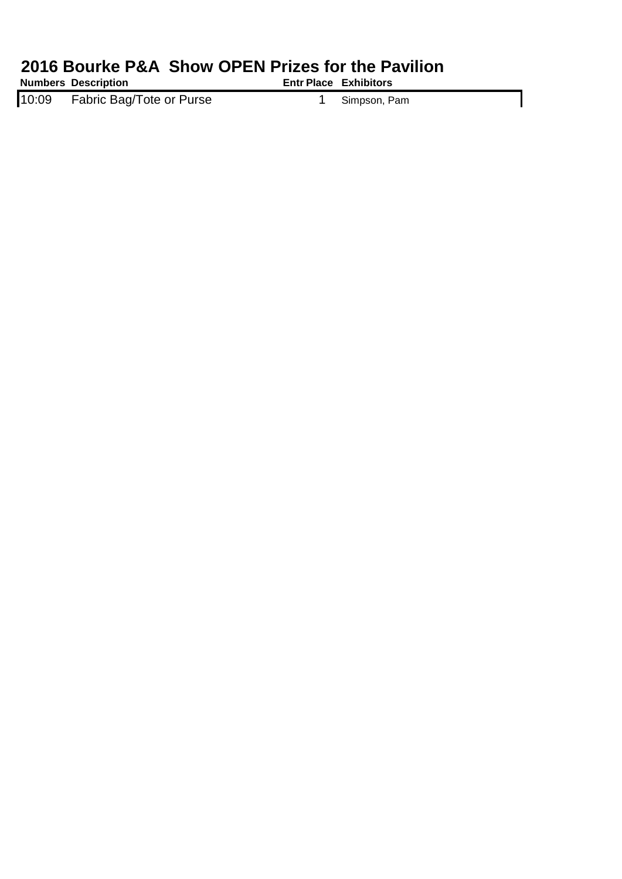# 2016 Bourke P&A Show OPEN Prizes for the Pavilion

| Numbers | Description | Entr | Place | Exhibitors |
|---|---|---|---|---|
| 10:09 | Fabric Bag/Tote or Purse | | 1 | Simpson, Pam |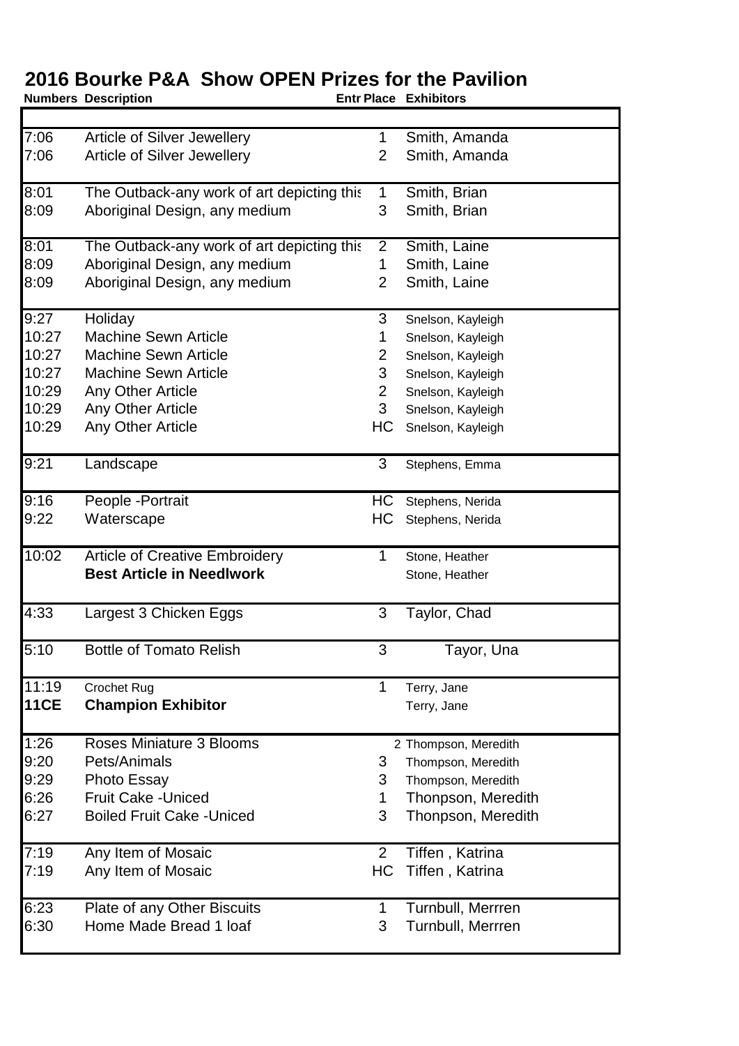# 2016 Bourke P&A Show OPEN Prizes for the Pavilion

| Numbers | Description | Entr Place | Exhibitors |
|---|---|---|---|
| 7:06 | Article of Silver Jewellery | 1 | Smith, Amanda |
| 7:06 | Article of Silver Jewellery | 2 | Smith, Amanda |
| 8:01 | The Outback-any work of art depicting this | 1 | Smith, Brian |
| 8:09 | Aboriginal Design, any medium | 3 | Smith, Brian |
| 8:01 | The Outback-any work of art depicting this | 2 | Smith, Laine |
| 8:09 | Aboriginal Design, any medium | 1 | Smith, Laine |
| 8:09 | Aboriginal Design, any medium | 2 | Smith, Laine |
| 9:27 | Holiday | 3 | Snelson, Kayleigh |
| 10:27 | Machine Sewn Article | 1 | Snelson, Kayleigh |
| 10:27 | Machine Sewn Article | 2 | Snelson, Kayleigh |
| 10:27 | Machine Sewn Article | 3 | Snelson, Kayleigh |
| 10:29 | Any Other Article | 2 | Snelson, Kayleigh |
| 10:29 | Any Other Article | 3 | Snelson, Kayleigh |
| 10:29 | Any Other Article | HC | Snelson, Kayleigh |
| 9:21 | Landscape | 3 | Stephens, Emma |
| 9:16 | People -Portrait | HC | Stephens, Nerida |
| 9:22 | Waterscape | HC | Stephens, Nerida |
| 10:02 | Article of Creative Embroidery | 1 | Stone, Heather |
| | **Best Article in Needlwork** | | Stone, Heather |
| 4:33 | Largest 3 Chicken Eggs | 3 | Taylor, Chad |
| 5:10 | Bottle of Tomato Relish | 3 | Tayor, Una |
| 11:19 | Crochet Rug | 1 | Terry, Jane |
| **11CE** | **Champion Exhibitor** | | Terry, Jane |
| 1:26 | Roses Miniature 3 Blooms | 2 | Thompson, Meredith |
| 9:20 | Pets/Animals | 3 | Thompson, Meredith |
| 9:29 | Photo Essay | 3 | Thompson, Meredith |
| 6:26 | Fruit Cake -Uniced | 1 | Thonpson, Meredith |
| 6:27 | Boiled Fruit Cake -Uniced | 3 | Thonpson, Meredith |
| 7:19 | Any Item of Mosaic | 2 | Tiffen , Katrina |
| 7:19 | Any Item of Mosaic | HC | Tiffen , Katrina |
| 6:23 | Plate of any Other Biscuits | 1 | Turnbull, Merrren |
| 6:30 | Home Made Bread 1 loaf | 3 | Turnbull, Merrren |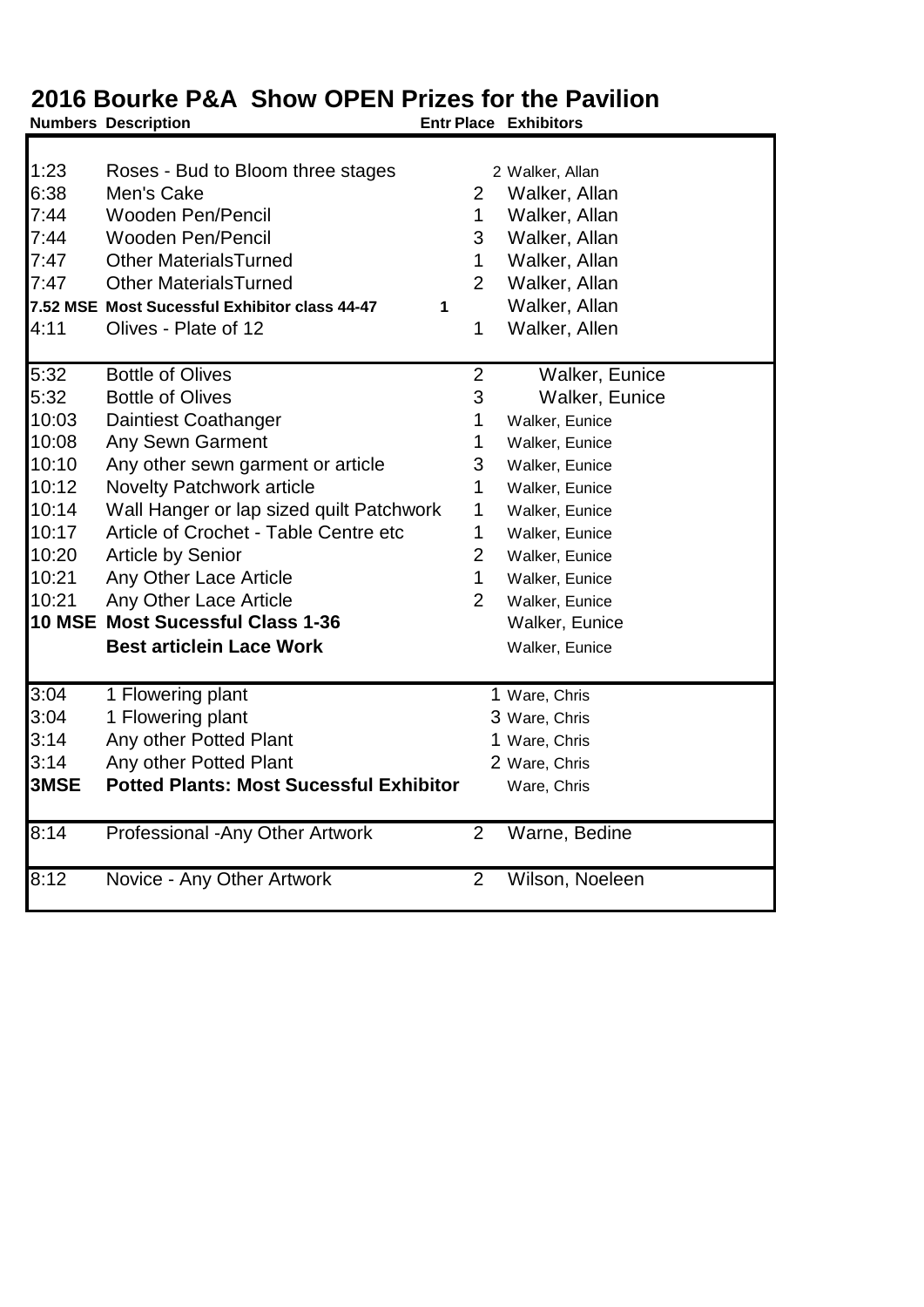# 2016 Bourke P&A Show OPEN Prizes for the Pavilion

| Numbers | Description | Entr | Place | Exhibitors |
|---|---|---|---|---|
| 1:23 | Roses - Bud to Bloom three stages | | 2 | Walker, Allan |
| 6:38 | Men's Cake | | 2 | Walker, Allan |
| 7:44 | Wooden Pen/Pencil | | 1 | Walker, Allan |
| 7:44 | Wooden Pen/Pencil | | 3 | Walker, Allan |
| 7:47 | Other MaterialsTurned | | 1 | Walker, Allan |
| 7:47 | Other MaterialsTurned | | 2 | Walker, Allan |
| **7.52 MSE** | **Most Sucessful Exhibitor class 44-47** | **1** | | Walker, Allan |
| 4:11 | Olives - Plate of 12 | | 1 | Walker, Allen |
| 5:32 | Bottle of Olives | | 2 | Walker, Eunice |
| 5:32 | Bottle of Olives | | 3 | Walker, Eunice |
| 10:03 | Daintiest Coathanger | | 1 | Walker, Eunice |
| 10:08 | Any Sewn Garment | | 1 | Walker, Eunice |
| 10:10 | Any other sewn garment or article | | 3 | Walker, Eunice |
| 10:12 | Novelty Patchwork article | | 1 | Walker, Eunice |
| 10:14 | Wall Hanger or lap sized quilt Patchwork | | 1 | Walker, Eunice |
| 10:17 | Article of Crochet - Table Centre etc | | 1 | Walker, Eunice |
| 10:20 | Article by Senior | | 2 | Walker, Eunice |
| 10:21 | Any Other Lace Article | | 1 | Walker, Eunice |
| 10:21 | Any Other Lace Article | | 2 | Walker, Eunice |
| **10 MSE** | **Most Sucessful Class 1-36** | | | Walker, Eunice |
| | **Best articlein Lace Work** | | | Walker, Eunice |
| 3:04 | 1 Flowering plant | | 1 | Ware, Chris |
| 3:04 | 1 Flowering plant | | 3 | Ware, Chris |
| 3:14 | Any other Potted Plant | | 1 | Ware, Chris |
| 3:14 | Any other Potted Plant | | 2 | Ware, Chris |
| **3MSE** | **Potted Plants: Most Sucessful Exhibitor** | | | Ware, Chris |
| 8:14 | Professional -Any Other Artwork | | 2 | Warne, Bedine |
| 8:12 | Novice - Any Other Artwork | | 2 | Wilson, Noeleen |